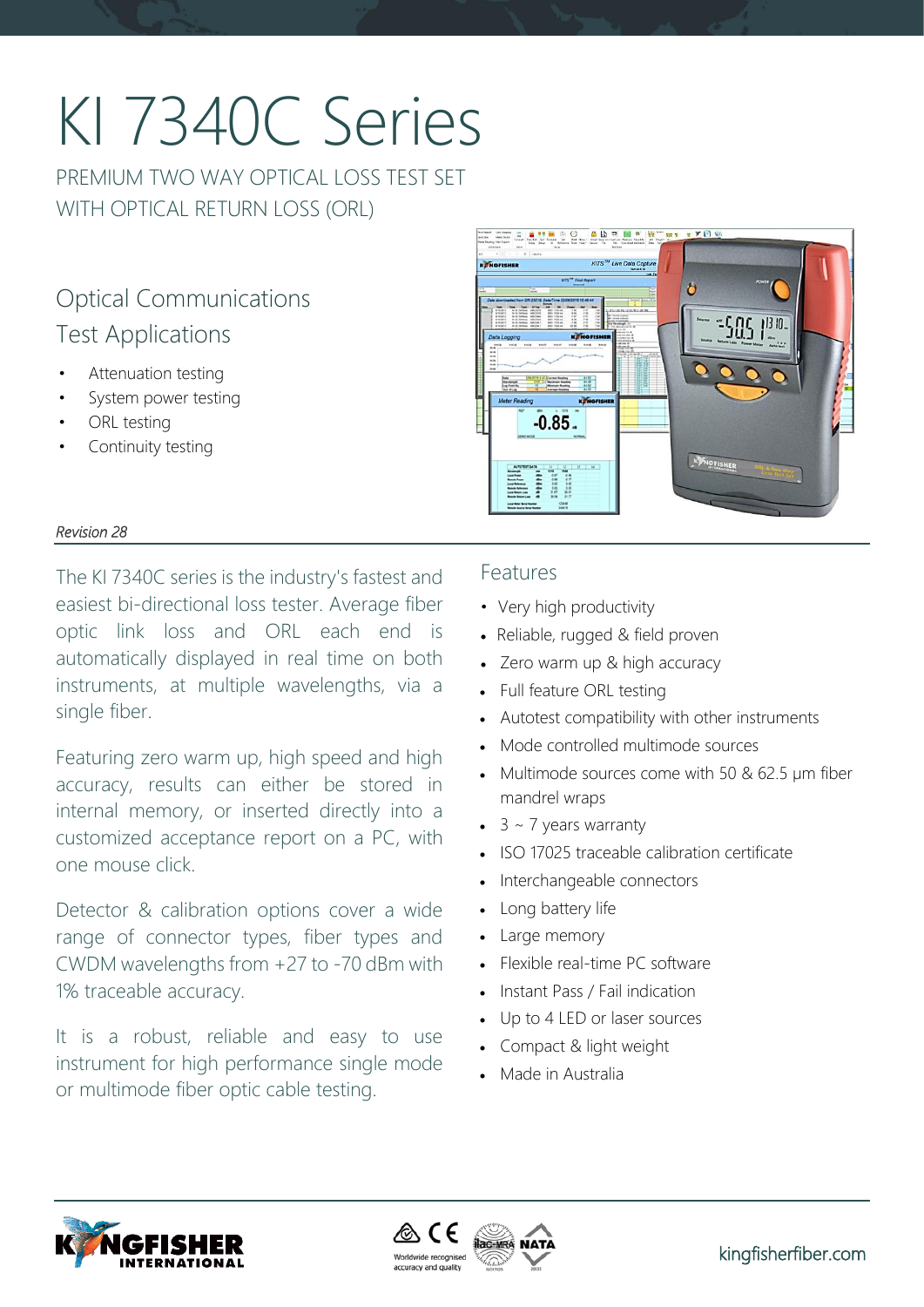# KI 7340C Series

PREMIUM TWO WAY OPTICAL LOSS TEST SET
WITH OPTICAL RETURN LOSS (ORL)

## Optical Communications Test Applications

- Attenuation testing
- System power testing
- ORL testing
- Continuity testing

*Revision 28*

The KI 7340C series is the industry's fastest and easiest bi-directional loss tester. Average fiber optic link loss and ORL each end is automatically displayed in real time on both instruments, at multiple wavelengths, via a single fiber.

Featuring zero warm up, high speed and high accuracy, results can either be stored in internal memory, or inserted directly into a customized acceptance report on a PC, with one mouse click.

Detector & calibration options cover a wide range of connector types, fiber types and CWDM wavelengths from +27 to -70 dBm with 1% traceable accuracy.

It is a robust, reliable and easy to use instrument for high performance single mode or multimode fiber optic cable testing.

## Features

- Very high productivity
- Reliable, rugged & field proven
- Zero warm up & high accuracy
- Full feature ORL testing
- Autotest compatibility with other instruments
- Mode controlled multimode sources
- Multimode sources come with 50 & 62.5 µm fiber mandrel wraps
- 3 ~ 7 years warranty
- ISO 17025 traceable calibration certificate
- Interchangeable connectors
- Long battery life
- Large memory
- Flexible real-time PC software
- Instant Pass / Fail indication
- Up to 4 LED or laser sources
- Compact & light weight
- Made in Australia

Worldwide recognised accuracy and quality

kingfisherfiber.com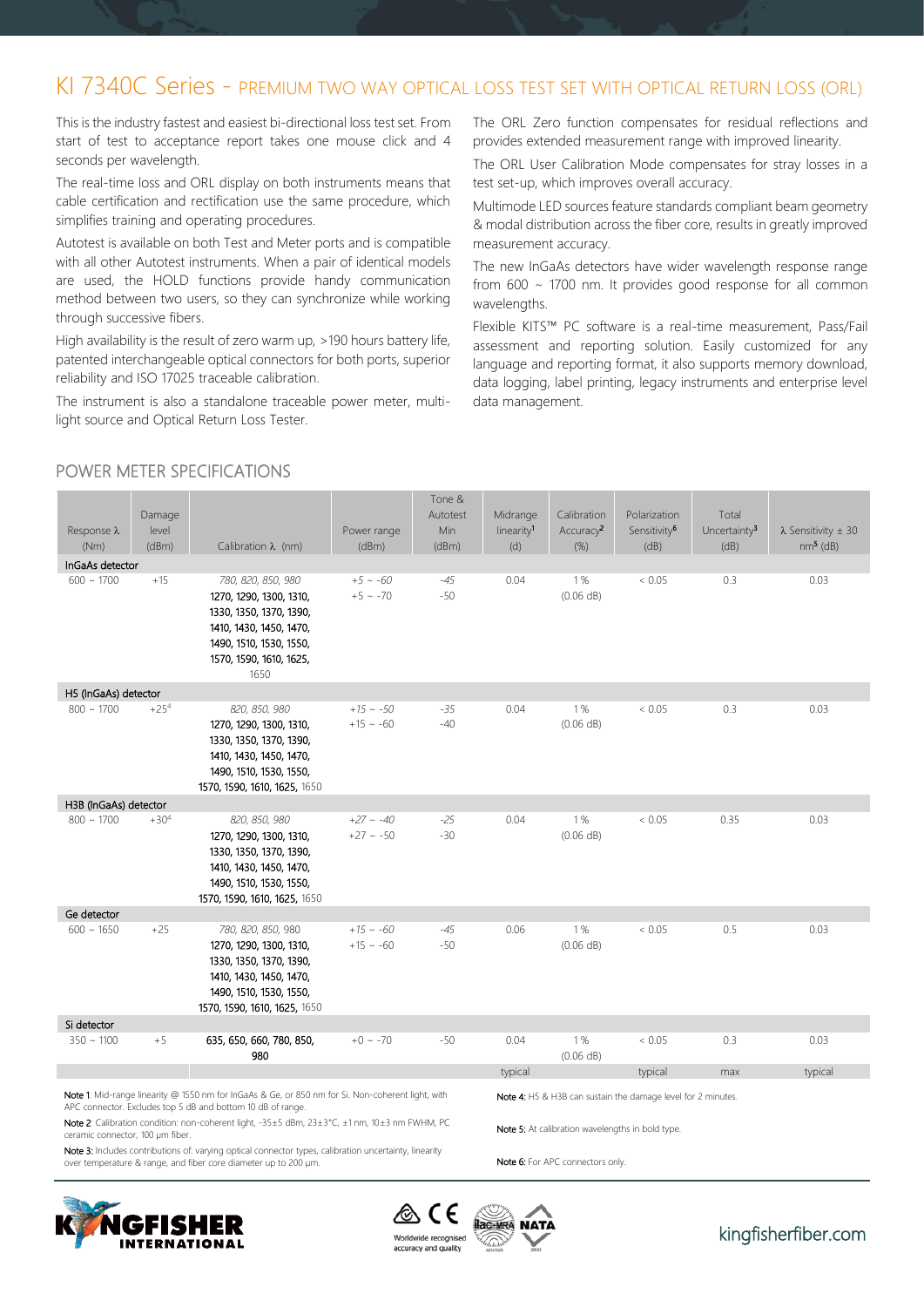# KI 7340C Series - PREMIUM TWO WAY OPTICAL LOSS TEST SET WITH OPTICAL RETURN LOSS (ORL)

This is the industry fastest and easiest bi-directional loss test set. From start of test to acceptance report takes one mouse click and 4 seconds per wavelength.

The real-time loss and ORL display on both instruments means that cable certification and rectification use the same procedure, which simplifies training and operating procedures.

Autotest is available on both Test and Meter ports and is compatible with all other Autotest instruments. When a pair of identical models are used, the HOLD functions provide handy communication method between two users, so they can synchronize while working through successive fibers.

High availability is the result of zero warm up, >190 hours battery life, patented interchangeable optical connectors for both ports, superior reliability and ISO 17025 traceable calibration.

The instrument is also a standalone traceable power meter, multi-light source and Optical Return Loss Tester.

The ORL Zero function compensates for residual reflections and provides extended measurement range with improved linearity.

The ORL User Calibration Mode compensates for stray losses in a test set-up, which improves overall accuracy.

Multimode LED sources feature standards compliant beam geometry & modal distribution across the fiber core, results in greatly improved measurement accuracy.

The new InGaAs detectors have wider wavelength response range from 600 ~ 1700 nm. It provides good response for all common wavelengths.

Flexible KITS™ PC software is a real-time measurement, Pass/Fail assessment and reporting solution. Easily customized for any language and reporting format, it also supports memory download, data logging, label printing, legacy instruments and enterprise level data management.

## POWER METER SPECIFICATIONS

| Response λ (Nm) | Damage level (dBm) | Calibration λ (nm) | Power range (dBm) | Tone & Autotest Min (dBm) | Midrange linearity[1] (d) | Calibration Accuracy[2] (%) | Polarization Sensitivity[6] (dB) | Total Uncertainty[3] (dB) | λ Sensitivity ± 30 nm[5] (dB) |
|---|---|---|---|---|---|---|---|---|---|
| **InGaAs detector** | | | | | | | | | |
| 600 ~ 1700 | +15 | *780, 820, 850, 980*<br>**1270, 1290, 1300, 1310, 1330, 1350, 1370, 1390, 1410, 1430, 1450, 1470, 1490, 1510, 1530, 1550, 1570, 1590, 1610, 1625,** 1650 | *+5 ~ -60*<br>+5 ~ -70 | *-45*<br>-50 | 0.04 | 1 % (0.06 dB) | < 0.05 | 0.3 | 0.03 |
| **H5 (InGaAs) detector** | | | | | | | | | |
| 800 ~ 1700 | +25[4] | *820, 850, 980*<br>**1270, 1290, 1300, 1310, 1330, 1350, 1370, 1390, 1410, 1430, 1450, 1470, 1490, 1510, 1530, 1550, 1570, 1590, 1610, 1625,** 1650 | *+15 ~ -50*<br>+15 ~ -60 | *-35*<br>-40 | 0.04 | 1 % (0.06 dB) | < 0.05 | 0.3 | 0.03 |
| **H3B (InGaAs) detector** | | | | | | | | | |
| 800 ~ 1700 | +30[4] | *820, 850, 980*<br>**1270, 1290, 1300, 1310, 1330, 1350, 1370, 1390, 1410, 1430, 1450, 1470, 1490, 1510, 1530, 1550, 1570, 1590, 1610, 1625,** 1650 | *+27 ~ -40*<br>+27 ~ -50 | *-25*<br>-30 | 0.04 | 1 % (0.06 dB) | < 0.05 | 0.35 | 0.03 |
| **Ge detector** | | | | | | | | | |
| 600 ~ 1650 | +25 | *780, 820, 850,* **980**<br>**1270, 1290, 1300, 1310, 1330, 1350, 1370, 1390, 1410, 1430, 1450, 1470, 1490, 1510, 1530, 1550, 1570, 1590, 1610, 1625,** 1650 | *+15 ~ -60*<br>+15 ~ -60 | *-45*<br>-50 | 0.06 | 1 % (0.06 dB) | < 0.05 | 0.5 | 0.03 |
| **Si detector** | | | | | | | | | |
| 350 ~ 1100 | +5 | **635, 650, 660, 780, 850, 980** | +0 ~ -70 | -50 | 0.04 | 1 % (0.06 dB) | < 0.05 | 0.3 | 0.03 |
| | | | | | typical | | typical | max | typical |

**Note 1**: Mid-range linearity @ 1550 nm for InGaAs & Ge, or 850 nm for Si. Non-coherent light, with APC connector. Excludes top 5 dB and bottom 10 dB of range.

**Note 2**: Calibration condition: non-coherent light, -35±5 dBm, 23±3°C, ±1 nm, 10±3 nm FWHM, PC ceramic connector, 100 µm fiber.

**Note 3**: Includes contributions of: varying optical connector types, calibration uncertainty, linearity over temperature & range, and fiber core diameter up to 200 µm.

**Note 4:** H5 & H3B can sustain the damage level for 2 minutes.

**Note 5:** At calibration wavelengths in bold type.

**Note 6:** For APC connectors only.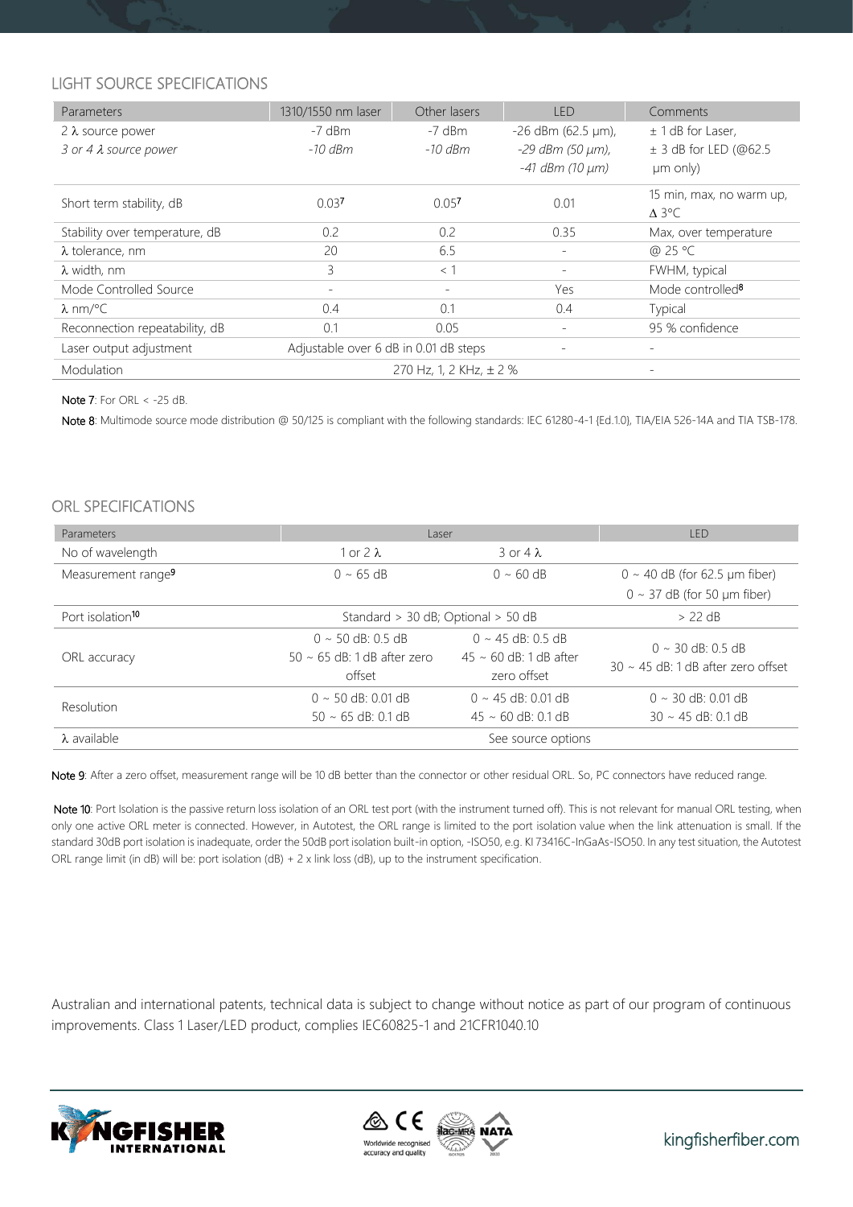## LIGHT SOURCE SPECIFICATIONS

| Parameters | 1310/1550 nm laser | Other lasers | LED | Comments |
|---|---|---|---|---|
| 2 λ source power<br>*3 or 4 λ source power* | -7 dBm<br>*-10 dBm* | -7 dBm<br>*-10 dBm* | -26 dBm (62.5 µm),<br>*-29 dBm (50 µm),*<br>*-41 dBm (10 µm)* | ± 1 dB for Laser,<br>± 3 dB for LED (@62.5 µm only) |
| Short term stability, dB | 0.03[7] | 0.05[7] | 0.01 | 15 min, max, no warm up, Δ 3°C |
| Stability over temperature, dB | 0.2 | 0.2 | 0.35 | Max, over temperature |
| λ tolerance, nm | 20 | 6.5 | - | @ 25 °C |
| λ width, nm | 3 | < 1 | - | FWHM, typical |
| Mode Controlled Source | - | - | Yes | Mode controlled[8] |
| λ nm/°C | 0.4 | 0.1 | 0.4 | Typical |
| Reconnection repeatability, dB | 0.1 | 0.05 | - | 95 % confidence |
| Laser output adjustment | Adjustable over 6 dB in 0.01 dB steps | | - | - |
| Modulation | 270 Hz, 1, 2 KHz, ± 2 % | | | - |

**Note 7**: For ORL < -25 dB.

**Note 8**: Multimode source mode distribution @ 50/125 is compliant with the following standards: IEC 61280-4-1 {Ed.1.0}, TIA/EIA 526-14A and TIA TSB-178.

## ORL SPECIFICATIONS

| Parameters | Laser | | LED |
|---|---|---|---|
| No of wavelength | 1 or 2 λ | 3 or 4 λ | |
| Measurement range[9] | 0 ~ 65 dB | 0 ~ 60 dB | 0 ~ 40 dB (for 62.5 µm fiber)<br>0 ~ 37 dB (for 50 µm fiber) |
| Port isolation[10] | Standard > 30 dB; Optional > 50 dB | | > 22 dB |
| ORL accuracy | 0 ~ 50 dB: 0.5 dB<br>50 ~ 65 dB: 1 dB after zero offset | 0 ~ 45 dB: 0.5 dB<br>45 ~ 60 dB: 1 dB after zero offset | 0 ~ 30 dB: 0.5 dB<br>30 ~ 45 dB: 1 dB after zero offset |
| Resolution | 0 ~ 50 dB: 0.01 dB<br>50 ~ 65 dB: 0.1 dB | 0 ~ 45 dB: 0.01 dB<br>45 ~ 60 dB: 0.1 dB | 0 ~ 30 dB: 0.01 dB<br>30 ~ 45 dB: 0.1 dB |
| λ available | See source options | | |

**Note 9**: After a zero offset, measurement range will be 10 dB better than the connector or other residual ORL. So, PC connectors have reduced range.

**Note 10**: Port Isolation is the passive return loss isolation of an ORL test port (with the instrument turned off). This is not relevant for manual ORL testing, when only one active ORL meter is connected. However, in Autotest, the ORL range is limited to the port isolation value when the link attenuation is small. If the standard 30dB port isolation is inadequate, order the 50dB port isolation built-in option, -ISO50, e.g. KI 73416C-InGaAs-ISO50. In any test situation, the Autotest ORL range limit (in dB) will be: port isolation (dB) + 2 x link loss (dB), up to the instrument specification.

Australian and international patents, technical data is subject to change without notice as part of our program of continuous improvements. Class 1 Laser/LED product, complies IEC60825-1 and 21CFR1040.10

KINGFISHER INTERNATIONAL

Worldwide recognised accuracy and quality

kingfisherfiber.com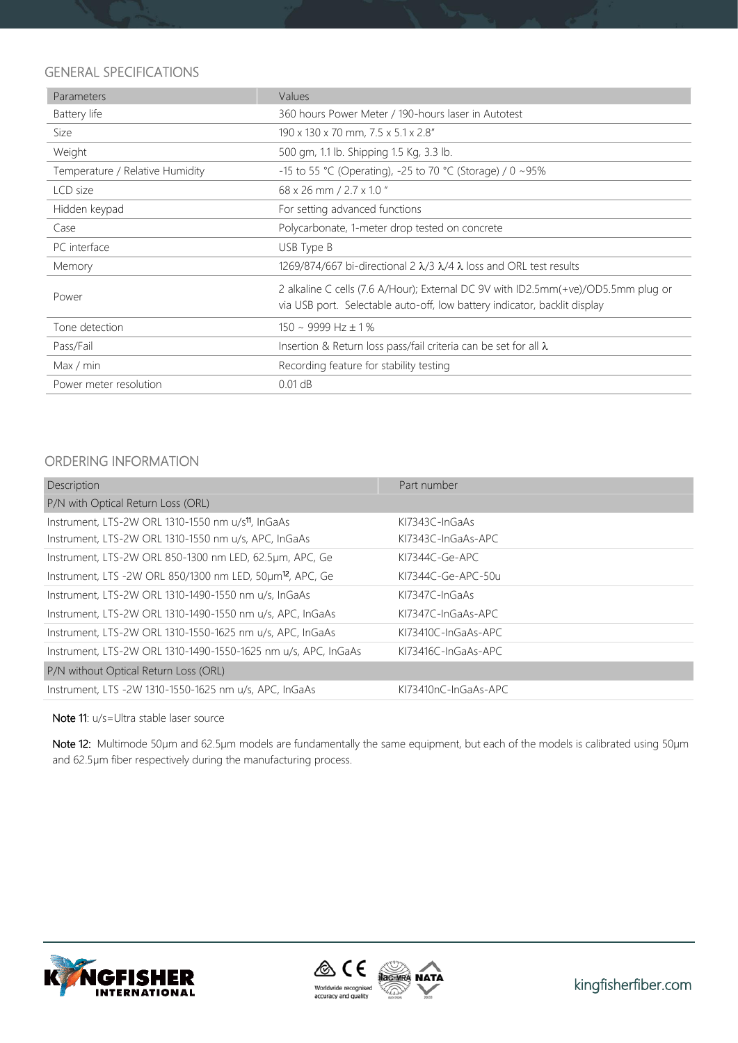## GENERAL SPECIFICATIONS

| Parameters | Values |
|---|---|
| Battery life | 360 hours Power Meter / 190-hours laser in Autotest |
| Size | 190 x 130 x 70 mm, 7.5 x 5.1 x 2.8" |
| Weight | 500 gm, 1.1 lb. Shipping 1.5 Kg, 3.3 lb. |
| Temperature / Relative Humidity | -15 to 55 °C (Operating), -25 to 70 °C (Storage) / 0 ~95% |
| LCD size | 68 x 26 mm / 2.7 x 1.0 " |
| Hidden keypad | For setting advanced functions |
| Case | Polycarbonate, 1-meter drop tested on concrete |
| PC interface | USB Type B |
| Memory | 1269/874/667 bi-directional 2 λ/3 λ/4 λ loss and ORL test results |
| Power | 2 alkaline C cells (7.6 A/Hour); External DC 9V with ID2.5mm(+ve)/OD5.5mm plug or via USB port. Selectable auto-off, low battery indicator, backlit display |
| Tone detection | 150 ~ 9999 Hz ± 1 % |
| Pass/Fail | Insertion & Return loss pass/fail criteria can be set for all λ |
| Max / min | Recording feature for stability testing |
| Power meter resolution | 0.01 dB |

## ORDERING INFORMATION

| Description | Part number |
|---|---|
| P/N with Optical Return Loss (ORL) | |
| Instrument, LTS-2W ORL 1310-1550 nm u/s[11], InGaAs | KI7343C-InGaAs |
| Instrument, LTS-2W ORL 1310-1550 nm u/s, APC, InGaAs | KI7343C-InGaAs-APC |
| Instrument, LTS-2W ORL 850-1300 nm LED, 62.5µm, APC, Ge | KI7344C-Ge-APC |
| Instrument, LTS -2W ORL 850/1300 nm LED, 50µm[12], APC, Ge | KI7344C-Ge-APC-50u |
| Instrument, LTS-2W ORL 1310-1490-1550 nm u/s, InGaAs | KI7347C-InGaAs |
| Instrument, LTS-2W ORL 1310-1490-1550 nm u/s, APC, InGaAs | KI7347C-InGaAs-APC |
| Instrument, LTS-2W ORL 1310-1550-1625 nm u/s, APC, InGaAs | KI73410C-InGaAs-APC |
| Instrument, LTS-2W ORL 1310-1490-1550-1625 nm u/s, APC, InGaAs | KI73416C-InGaAs-APC |
| P/N without Optical Return Loss (ORL) | |
| Instrument, LTS -2W 1310-1550-1625 nm u/s, APC, InGaAs | KI73410nC-InGaAs-APC |

**Note 11**: u/s=Ultra stable laser source

**Note 12:** Multimode 50µm and 62.5µm models are fundamentally the same equipment, but each of the models is calibrated using 50µm and 62.5µm fiber respectively during the manufacturing process.

KINGFISHER INTERNATIONAL

Worldwide recognised accuracy and quality

kingfisherfiber.com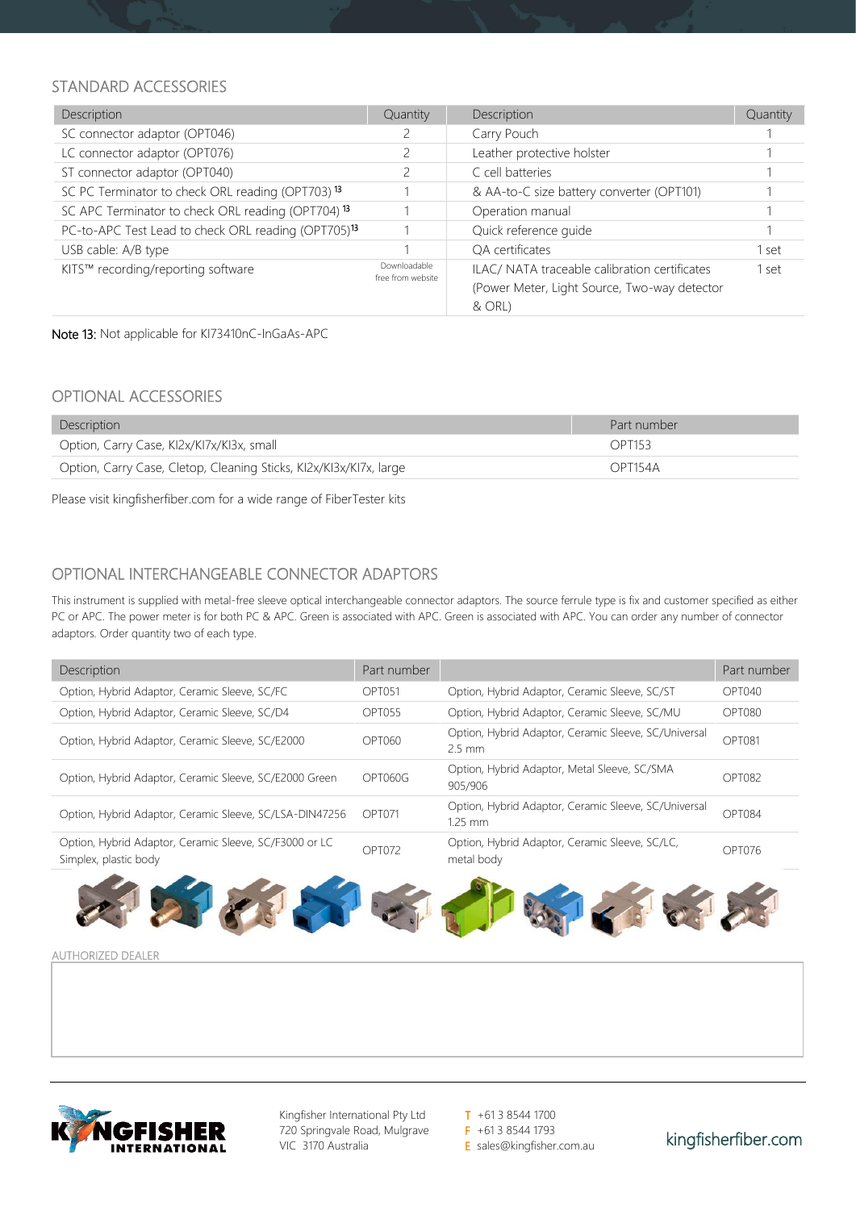## STANDARD ACCESSORIES

| Description | Quantity | Description | Quantity |
|---|---|---|---|
| SC connector adaptor (OPT046) | 2 | Carry Pouch | 1 |
| LC connector adaptor (OPT076) | 2 | Leather protective holster | 1 |
| ST connector adaptor (OPT040) | 2 | C cell batteries | 1 |
| SC PC Terminator to check ORL reading (OPT703) [13] | 1 | & AA-to-C size battery converter (OPT101) | 1 |
| SC APC Terminator to check ORL reading (OPT704) [13] | 1 | Operation manual | 1 |
| PC-to-APC Test Lead to check ORL reading (OPT705)[13] | 1 | Quick reference guide | 1 |
| USB cable: A/B type | 1 | QA certificates | 1 set |
| KITS™ recording/reporting software | Downloadable free from website | ILAC/ NATA traceable calibration certificates (Power Meter, Light Source, Two-way detector & ORL) | 1 set |

**Note 13:** Not applicable for KI73410nC-InGaAs-APC

## OPTIONAL ACCESSORIES

| Description | Part number |
|---|---|
| Option, Carry Case, KI2x/KI7x/KI3x, small | OPT153 |
| Option, Carry Case, Cletop, Cleaning Sticks, KI2x/KI3x/KI7x, large | OPT154A |

Please visit kingfisherfiber.com for a wide range of FiberTester kits

## OPTIONAL INTERCHANGEABLE CONNECTOR ADAPTORS

This instrument is supplied with metal-free sleeve optical interchangeable connector adaptors. The source ferrule type is fix and customer specified as either PC or APC. The power meter is for both PC & APC. Green is associated with APC. Green is associated with APC. You can order any number of connector adaptors. Order quantity two of each type.

| Description | Part number | | Part number |
|---|---|---|---|
| Option, Hybrid Adaptor, Ceramic Sleeve, SC/FC | OPT051 | Option, Hybrid Adaptor, Ceramic Sleeve, SC/ST | OPT040 |
| Option, Hybrid Adaptor, Ceramic Sleeve, SC/D4 | OPT055 | Option, Hybrid Adaptor, Ceramic Sleeve, SC/MU | OPT080 |
| Option, Hybrid Adaptor, Ceramic Sleeve, SC/E2000 | OPT060 | Option, Hybrid Adaptor, Ceramic Sleeve, SC/Universal 2.5 mm | OPT081 |
| Option, Hybrid Adaptor, Ceramic Sleeve, SC/E2000 Green | OPT060G | Option, Hybrid Adaptor, Metal Sleeve, SC/SMA 905/906 | OPT082 |
| Option, Hybrid Adaptor, Ceramic Sleeve, SC/LSA-DIN47256 | OPT071 | Option, Hybrid Adaptor, Ceramic Sleeve, SC/Universal 1.25 mm | OPT084 |
| Option, Hybrid Adaptor, Ceramic Sleeve, SC/F3000 or LC Simplex, plastic body | OPT072 | Option, Hybrid Adaptor, Ceramic Sleeve, SC/LC, metal body | OPT076 |

AUTHORIZED DEALER

Kingfisher International Pty Ltd
720 Springvale Road, Mulgrave
VIC 3170 Australia

T +61 3 8544 1700
F +61 3 8544 1793
E sales@kingfisher.com.au

kingfisherfiber.com